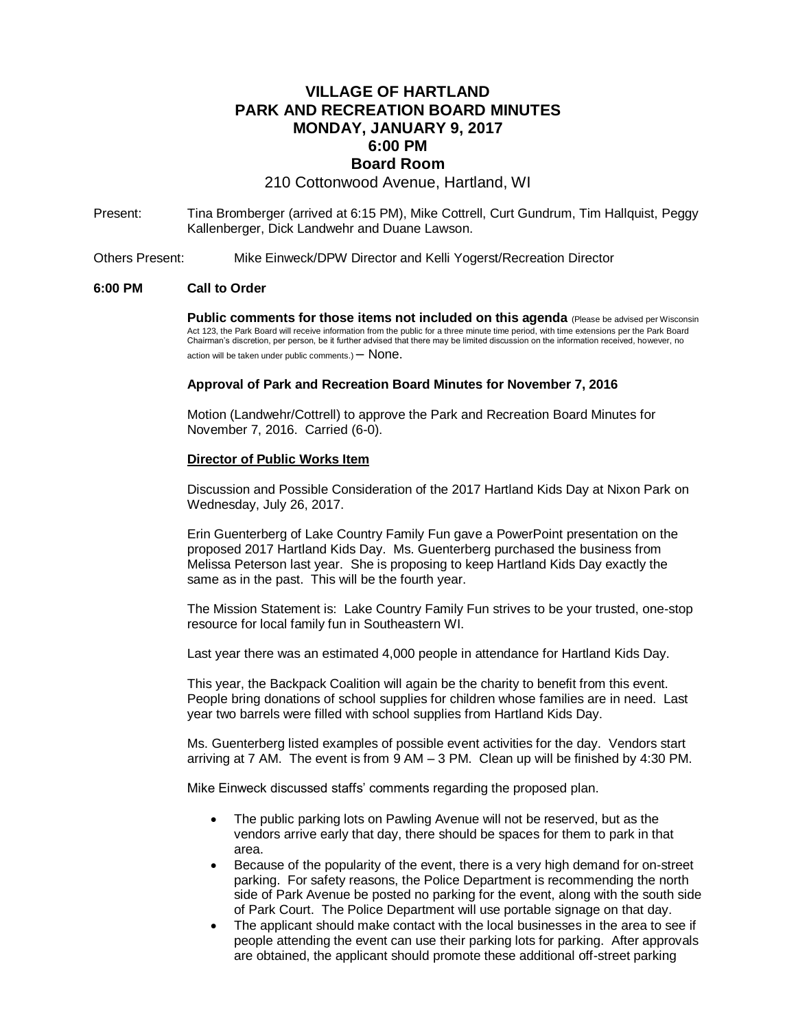# VILLAGE OF HARTLAND
# PARK AND RECREATION BOARD MINUTES
## MONDAY, JANUARY 9, 2017
## 6:00 PM
## Board Room

210 Cottonwood Avenue, Hartland, WI

Present: Tina Bromberger (arrived at 6:15 PM), Mike Cottrell, Curt Gundrum, Tim Hallquist, Peggy Kallenberger, Dick Landwehr and Duane Lawson.

Others Present: Mike Einweck/DPW Director and Kelli Yogerst/Recreation Director

**6:00 PM Call to Order**

**Public comments for those items not included on this agenda** (Please be advised per Wisconsin Act 123, the Park Board will receive information from the public for a three minute time period, with time extensions per the Park Board Chairman's discretion, per person, be it further advised that there may be limited discussion on the information received, however, no action will be taken under public comments.) – None.

**Approval of Park and Recreation Board Minutes for November 7, 2016**

Motion (Landwehr/Cottrell) to approve the Park and Recreation Board Minutes for November 7, 2016. Carried (6-0).

**Director of Public Works Item**

Discussion and Possible Consideration of the 2017 Hartland Kids Day at Nixon Park on Wednesday, July 26, 2017.

Erin Guenterberg of Lake Country Family Fun gave a PowerPoint presentation on the proposed 2017 Hartland Kids Day. Ms. Guenterberg purchased the business from Melissa Peterson last year. She is proposing to keep Hartland Kids Day exactly the same as in the past. This will be the fourth year.

The Mission Statement is: Lake Country Family Fun strives to be your trusted, one-stop resource for local family fun in Southeastern WI.

Last year there was an estimated 4,000 people in attendance for Hartland Kids Day.

This year, the Backpack Coalition will again be the charity to benefit from this event. People bring donations of school supplies for children whose families are in need. Last year two barrels were filled with school supplies from Hartland Kids Day.

Ms. Guenterberg listed examples of possible event activities for the day. Vendors start arriving at 7 AM. The event is from 9 AM – 3 PM. Clean up will be finished by 4:30 PM.

Mike Einweck discussed staffs' comments regarding the proposed plan.

- The public parking lots on Pawling Avenue will not be reserved, but as the vendors arrive early that day, there should be spaces for them to park in that area.
- Because of the popularity of the event, there is a very high demand for on-street parking. For safety reasons, the Police Department is recommending the north side of Park Avenue be posted no parking for the event, along with the south side of Park Court. The Police Department will use portable signage on that day.
- The applicant should make contact with the local businesses in the area to see if people attending the event can use their parking lots for parking. After approvals are obtained, the applicant should promote these additional off-street parking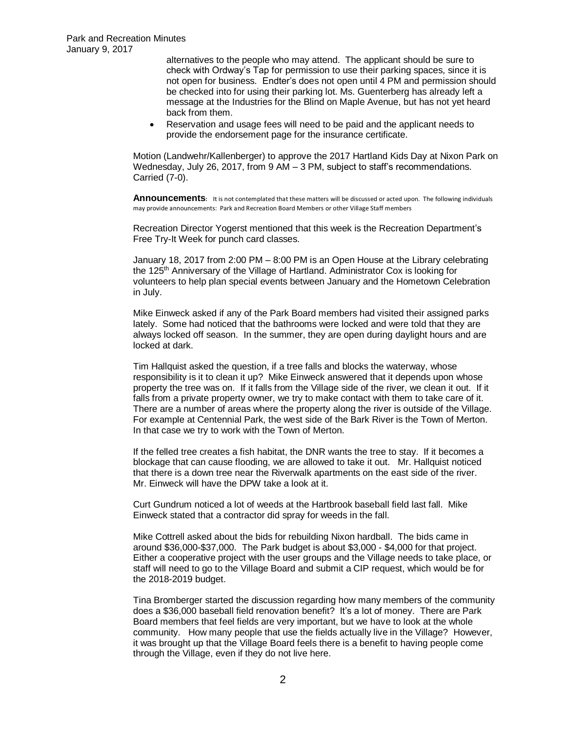alternatives to the people who may attend. The applicant should be sure to check with Ordway's Tap for permission to use their parking spaces, since it is not open for business. Endter's does not open until 4 PM and permission should be checked into for using their parking lot. Ms. Guenterberg has already left a message at the Industries for the Blind on Maple Avenue, but has not yet heard back from them.

- Reservation and usage fees will need to be paid and the applicant needs to provide the endorsement page for the insurance certificate.

Motion (Landwehr/Kallenberger) to approve the 2017 Hartland Kids Day at Nixon Park on Wednesday, July 26, 2017, from 9 AM – 3 PM, subject to staff's recommendations. Carried (7-0).

**Announcements**: It is not contemplated that these matters will be discussed or acted upon. The following individuals may provide announcements: Park and Recreation Board Members or other Village Staff members

Recreation Director Yogerst mentioned that this week is the Recreation Department's Free Try-It Week for punch card classes.

January 18, 2017 from 2:00 PM – 8:00 PM is an Open House at the Library celebrating the 125th Anniversary of the Village of Hartland. Administrator Cox is looking for volunteers to help plan special events between January and the Hometown Celebration in July.

Mike Einweck asked if any of the Park Board members had visited their assigned parks lately. Some had noticed that the bathrooms were locked and were told that they are always locked off season. In the summer, they are open during daylight hours and are locked at dark.

Tim Hallquist asked the question, if a tree falls and blocks the waterway, whose responsibility is it to clean it up? Mike Einweck answered that it depends upon whose property the tree was on. If it falls from the Village side of the river, we clean it out. If it falls from a private property owner, we try to make contact with them to take care of it. There are a number of areas where the property along the river is outside of the Village. For example at Centennial Park, the west side of the Bark River is the Town of Merton. In that case we try to work with the Town of Merton.

If the felled tree creates a fish habitat, the DNR wants the tree to stay. If it becomes a blockage that can cause flooding, we are allowed to take it out. Mr. Hallquist noticed that there is a down tree near the Riverwalk apartments on the east side of the river. Mr. Einweck will have the DPW take a look at it.

Curt Gundrum noticed a lot of weeds at the Hartbrook baseball field last fall. Mike Einweck stated that a contractor did spray for weeds in the fall.

Mike Cottrell asked about the bids for rebuilding Nixon hardball. The bids came in around $36,000-$37,000. The Park budget is about $3,000 - $4,000 for that project. Either a cooperative project with the user groups and the Village needs to take place, or staff will need to go to the Village Board and submit a CIP request, which would be for the 2018-2019 budget.

Tina Bromberger started the discussion regarding how many members of the community does a $36,000 baseball field renovation benefit? It's a lot of money. There are Park Board members that feel fields are very important, but we have to look at the whole community. How many people that use the fields actually live in the Village? However, it was brought up that the Village Board feels there is a benefit to having people come through the Village, even if they do not live here.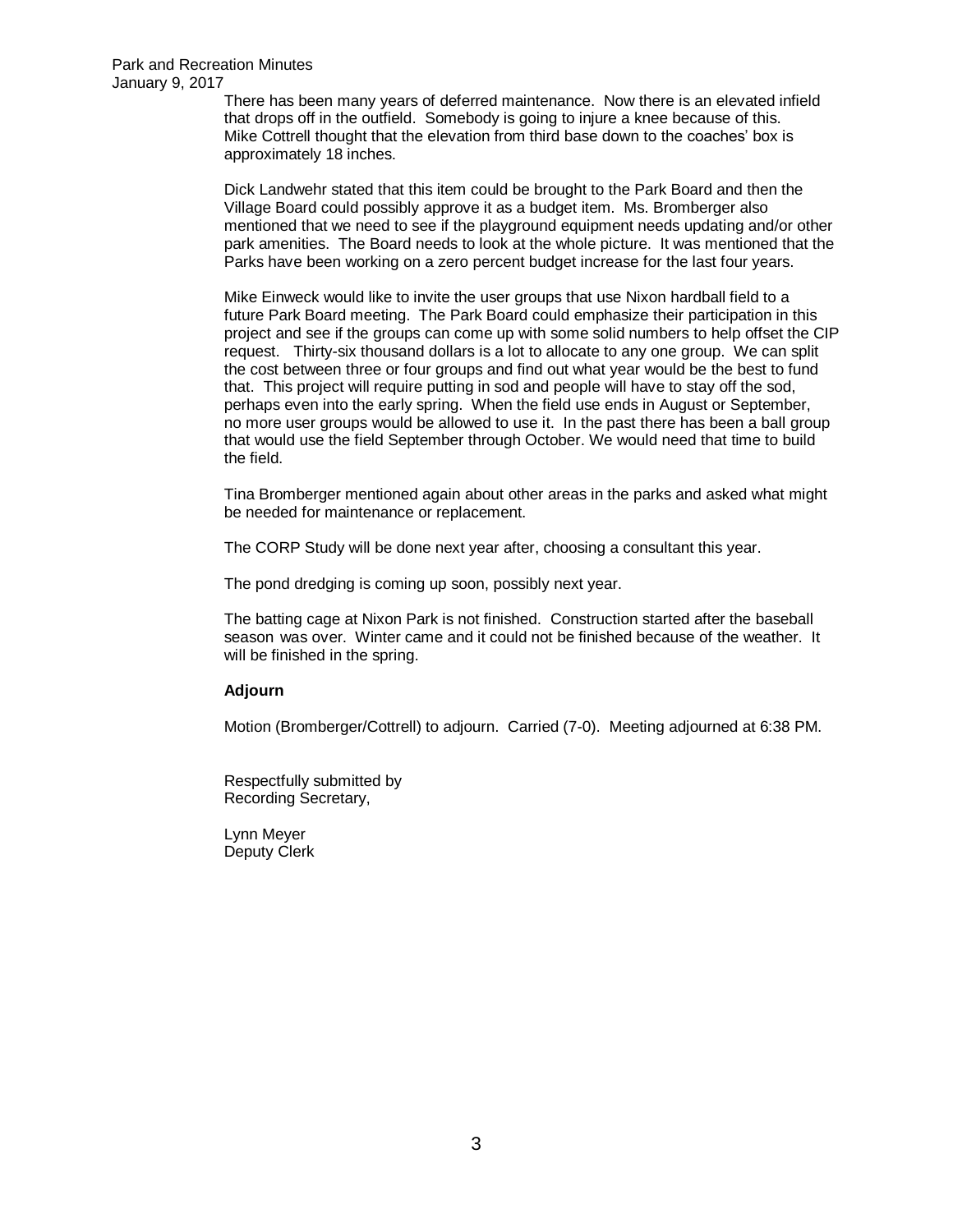There has been many years of deferred maintenance. Now there is an elevated infield that drops off in the outfield. Somebody is going to injure a knee because of this. Mike Cottrell thought that the elevation from third base down to the coaches' box is approximately 18 inches.

Dick Landwehr stated that this item could be brought to the Park Board and then the Village Board could possibly approve it as a budget item. Ms. Bromberger also mentioned that we need to see if the playground equipment needs updating and/or other park amenities. The Board needs to look at the whole picture. It was mentioned that the Parks have been working on a zero percent budget increase for the last four years.

Mike Einweck would like to invite the user groups that use Nixon hardball field to a future Park Board meeting. The Park Board could emphasize their participation in this project and see if the groups can come up with some solid numbers to help offset the CIP request. Thirty-six thousand dollars is a lot to allocate to any one group. We can split the cost between three or four groups and find out what year would be the best to fund that. This project will require putting in sod and people will have to stay off the sod, perhaps even into the early spring. When the field use ends in August or September, no more user groups would be allowed to use it. In the past there has been a ball group that would use the field September through October. We would need that time to build the field.

Tina Bromberger mentioned again about other areas in the parks and asked what might be needed for maintenance or replacement.

The CORP Study will be done next year after, choosing a consultant this year.

The pond dredging is coming up soon, possibly next year.

The batting cage at Nixon Park is not finished. Construction started after the baseball season was over. Winter came and it could not be finished because of the weather. It will be finished in the spring.

**Adjourn**

Motion (Bromberger/Cottrell) to adjourn. Carried (7-0). Meeting adjourned at 6:38 PM.

Respectfully submitted by
Recording Secretary,

Lynn Meyer
Deputy Clerk